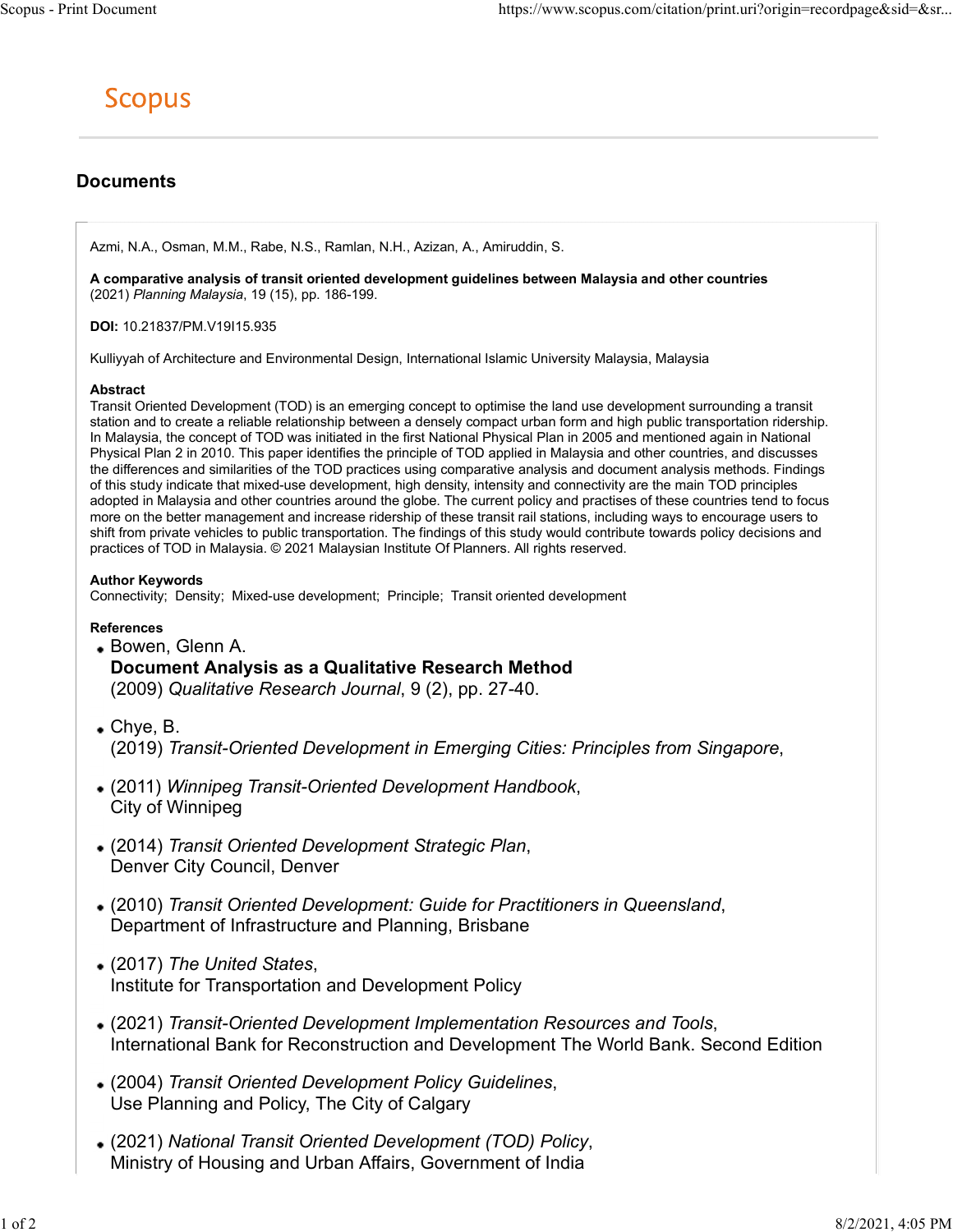# Scopus

## Documents

Azmi, N.A., Osman, M.M., Rabe, N.S., Ramlan, N.H., Azizan, A., Amiruddin, S.

**A comparative analysis of transit oriented development guidelines between Malaysia and other countries**
(2021) *Planning Malaysia*, 19 (15), pp. 186-199.

**DOI:** 10.21837/PM.V19I15.935

Kulliyyah of Architecture and Environmental Design, International Islamic University Malaysia, Malaysia

**Abstract**
Transit Oriented Development (TOD) is an emerging concept to optimise the land use development surrounding a transit station and to create a reliable relationship between a densely compact urban form and high public transportation ridership. In Malaysia, the concept of TOD was initiated in the first National Physical Plan in 2005 and mentioned again in National Physical Plan 2 in 2010. This paper identifies the principle of TOD applied in Malaysia and other countries, and discusses the differences and similarities of the TOD practices using comparative analysis and document analysis methods. Findings of this study indicate that mixed-use development, high density, intensity and connectivity are the main TOD principles adopted in Malaysia and other countries around the globe. The current policy and practises of these countries tend to focus more on the better management and increase ridership of these transit rail stations, including ways to encourage users to shift from private vehicles to public transportation. The findings of this study would contribute towards policy decisions and practices of TOD in Malaysia. © 2021 Malaysian Institute Of Planners. All rights reserved.

**Author Keywords**
Connectivity; Density; Mixed-use development; Principle; Transit oriented development

**References**

- Bowen, Glenn A.
  **Document Analysis as a Qualitative Research Method**
  (2009) *Qualitative Research Journal*, 9 (2), pp. 27-40.
- Chye, B.
  (2019) *Transit-Oriented Development in Emerging Cities: Principles from Singapore*,
- (2011) *Winnipeg Transit-Oriented Development Handbook*,
  City of Winnipeg
- (2014) *Transit Oriented Development Strategic Plan*,
  Denver City Council, Denver
- (2010) *Transit Oriented Development: Guide for Practitioners in Queensland*,
  Department of Infrastructure and Planning, Brisbane
- (2017) *The United States*,
  Institute for Transportation and Development Policy
- (2021) *Transit-Oriented Development Implementation Resources and Tools*,
  International Bank for Reconstruction and Development The World Bank. Second Edition
- (2004) *Transit Oriented Development Policy Guidelines*,
  Use Planning and Policy, The City of Calgary
- (2021) *National Transit Oriented Development (TOD) Policy*,
  Ministry of Housing and Urban Affairs, Government of India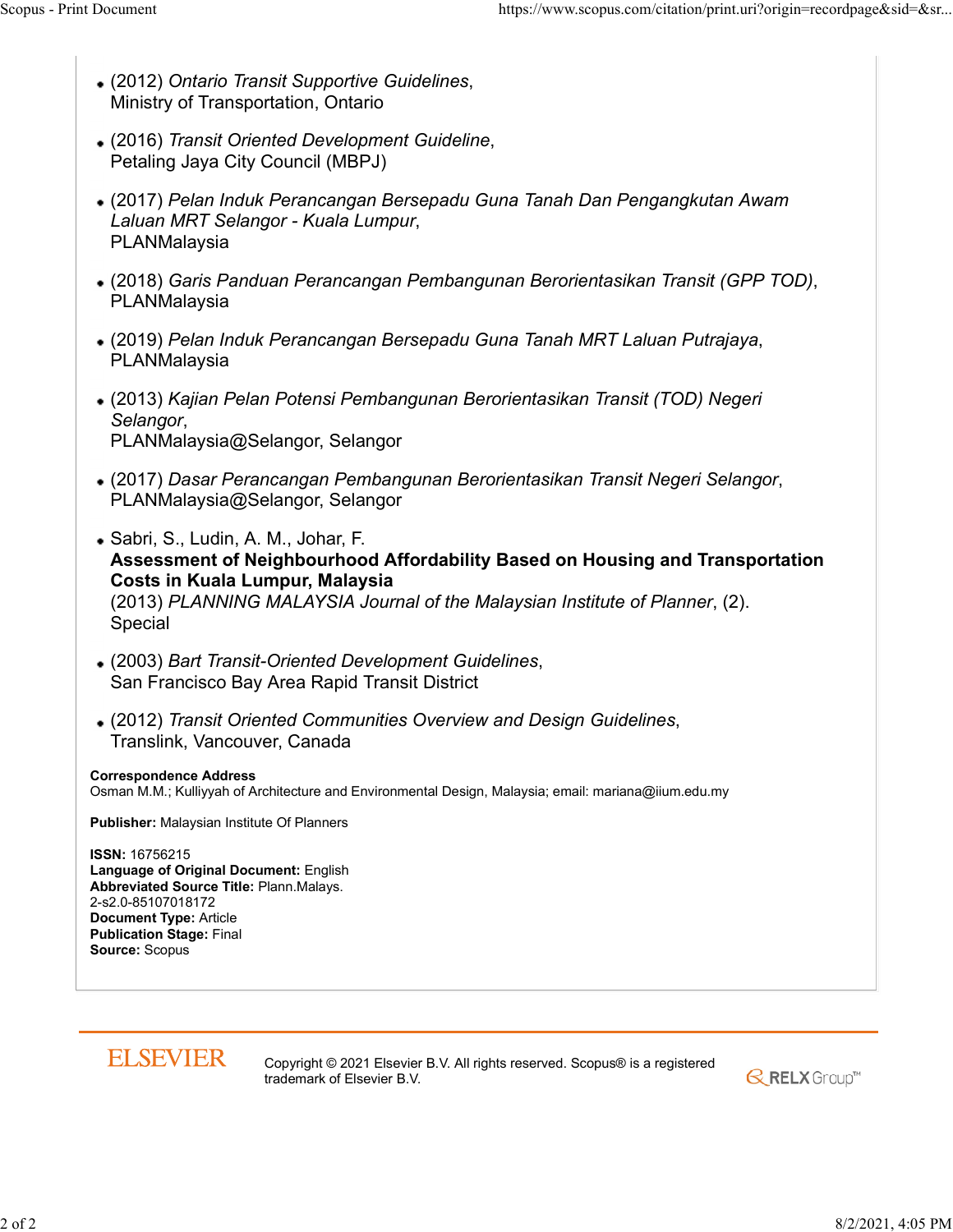- (2012) *Ontario Transit Supportive Guidelines*,
  Ministry of Transportation, Ontario

- (2016) *Transit Oriented Development Guideline*,
  Petaling Jaya City Council (MBPJ)

- (2017) *Pelan Induk Perancangan Bersepadu Guna Tanah Dan Pengangkutan Awam Laluan MRT Selangor - Kuala Lumpur*,
  PLANMalaysia

- (2018) *Garis Panduan Perancangan Pembangunan Berorientasikan Transit (GPP TOD)*,
  PLANMalaysia

- (2019) *Pelan Induk Perancangan Bersepadu Guna Tanah MRT Laluan Putrajaya*,
  PLANMalaysia

- (2013) *Kajian Pelan Potensi Pembangunan Berorientasikan Transit (TOD) Negeri Selangor*,
  PLANMalaysia@Selangor, Selangor

- (2017) *Dasar Perancangan Pembangunan Berorientasikan Transit Negeri Selangor*,
  PLANMalaysia@Selangor, Selangor

- Sabri, S., Ludin, A. M., Johar, F.
  **Assessment of Neighbourhood Affordability Based on Housing and Transportation Costs in Kuala Lumpur, Malaysia**
  (2013) *PLANNING MALAYSIA Journal of the Malaysian Institute of Planner*, (2).
  Special

- (2003) *Bart Transit-Oriented Development Guidelines*,
  San Francisco Bay Area Rapid Transit District

- (2012) *Transit Oriented Communities Overview and Design Guidelines*,
  Translink, Vancouver, Canada

**Correspondence Address**
Osman M.M.; Kulliyyah of Architecture and Environmental Design, Malaysia; email: mariana@iium.edu.my

**Publisher:** Malaysian Institute Of Planners

**ISSN:** 16756215
**Language of Original Document:** English
**Abbreviated Source Title:** Plann.Malays.
2-s2.0-85107018172
**Document Type:** Article
**Publication Stage:** Final
**Source:** Scopus

ELSEVIER

Copyright © 2021 Elsevier B.V. All rights reserved. Scopus® is a registered trademark of Elsevier B.V.

RELX Group™